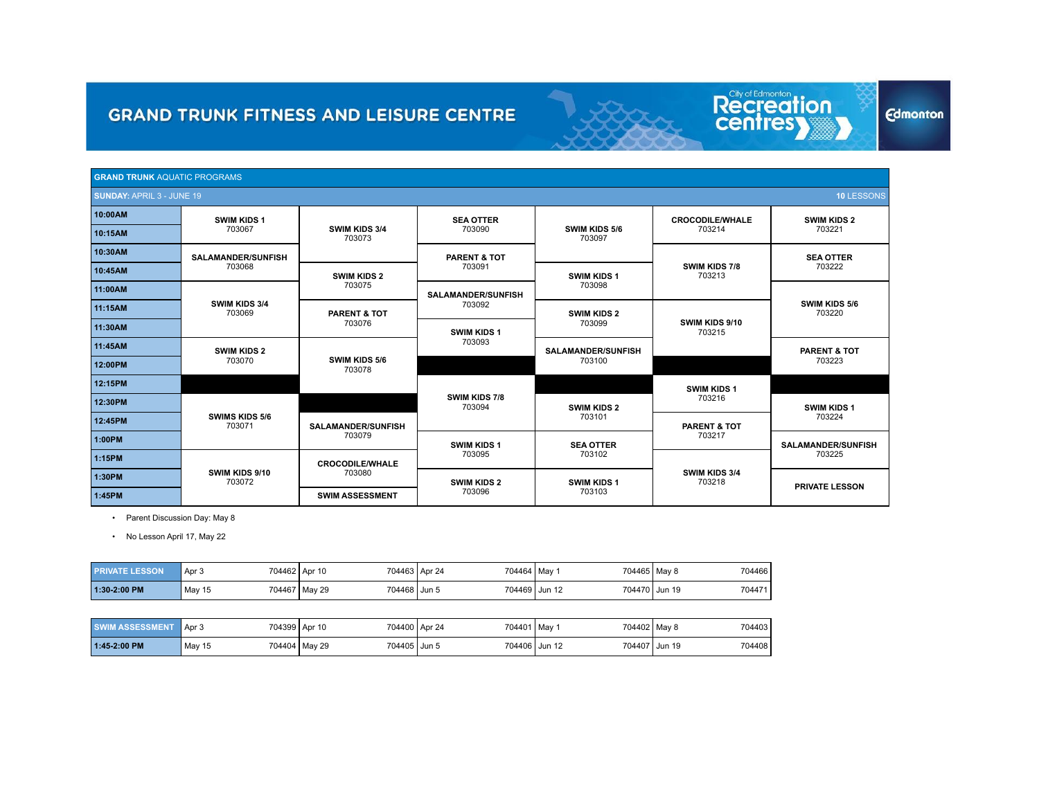# GRAND TRUNK FITNESS AND LEISURE CENTRE

City of Edmonton Recreation centres

**GRAND TRUNK** AQUATIC PROGRAMS

**SUNDAY:** APRIL 3 - JUNE 19 — **10** LESSONS

| Time | | | | | | |
|---|---|---|---|---|---|---|
| 10:00AM | **SWIM KIDS 1** 703067 | **SWIM KIDS 3/4** 703073 | **SEA OTTER** 703090 | **SWIM KIDS 5/6** 703097 | **CROCODILE/WHALE** 703214 | **SWIM KIDS 2** 703221 |
| 10:15AM | | | | | | |
| 10:30AM | **SALAMANDER/SUNFISH** 703068 | | **PARENT & TOT** 703091 | | **SWIM KIDS 7/8** 703213 | **SEA OTTER** 703222 |
| 10:45AM | | **SWIM KIDS 2** 703075 | | **SWIM KIDS 1** 703098 | | |
| 11:00AM | **SWIM KIDS 3/4** 703069 | | **SALAMANDER/SUNFISH** 703092 | | | **SWIM KIDS 5/6** 703220 |
| 11:15AM | | **PARENT & TOT** 703076 | | **SWIM KIDS 2** 703099 | **SWIM KIDS 9/10** 703215 | |
| 11:30AM | | | **SWIM KIDS 1** 703093 | | | |
| 11:45AM | **SWIM KIDS 2** 703070 | **SWIM KIDS 5/6** 703078 | | **SALAMANDER/SUNFISH** 703100 | | **PARENT & TOT** 703223 |
| 12:00PM | | | | | | |
| 12:15PM | | | **SWIM KIDS 7/8** 703094 | | **SWIM KIDS 1** 703216 | |
| 12:30PM | **SWIMS KIDS 5/6** 703071 | | | **SWIM KIDS 2** 703101 | | **SWIM KIDS 1** 703224 |
| 12:45PM | | **SALAMANDER/SUNFISH** 703079 | | | **PARENT & TOT** 703217 | |
| 1:00PM | | | **SWIM KIDS 1** 703095 | **SEA OTTER** 703102 | | **SALAMANDER/SUNFISH** 703225 |
| 1:15PM | **SWIM KIDS 9/10** 703072 | **CROCODILE/WHALE** 703080 | | | **SWIM KIDS 3/4** 703218 | |
| 1:30PM | | | **SWIM KIDS 2** 703096 | **SWIM KIDS 1** 703103 | | **PRIVATE LESSON** |
| 1:45PM | | **SWIM ASSESSMENT** | | | | |

- Parent Discussion Day: May 8
- No Lesson April 17, May 22

| PRIVATE LESSON | Apr 3 | 704462 | Apr 10 | 704463 | Apr 24 | 704464 | May 1 | 704465 | May 8 | 704466 |
|---|---|---|---|---|---|---|---|---|---|---|
| 1:30-2:00 PM | May 15 | 704467 | May 29 | 704468 | Jun 5 | 704469 | Jun 12 | 704470 | Jun 19 | 704471 |

| SWIM ASSESSMENT | Apr 3 | 704399 | Apr 10 | 704400 | Apr 24 | 704401 | May 1 | 704402 | May 8 | 704403 |
|---|---|---|---|---|---|---|---|---|---|---|
| 1:45-2:00 PM | May 15 | 704404 | May 29 | 704405 | Jun 5 | 704406 | Jun 12 | 704407 | Jun 19 | 704408 |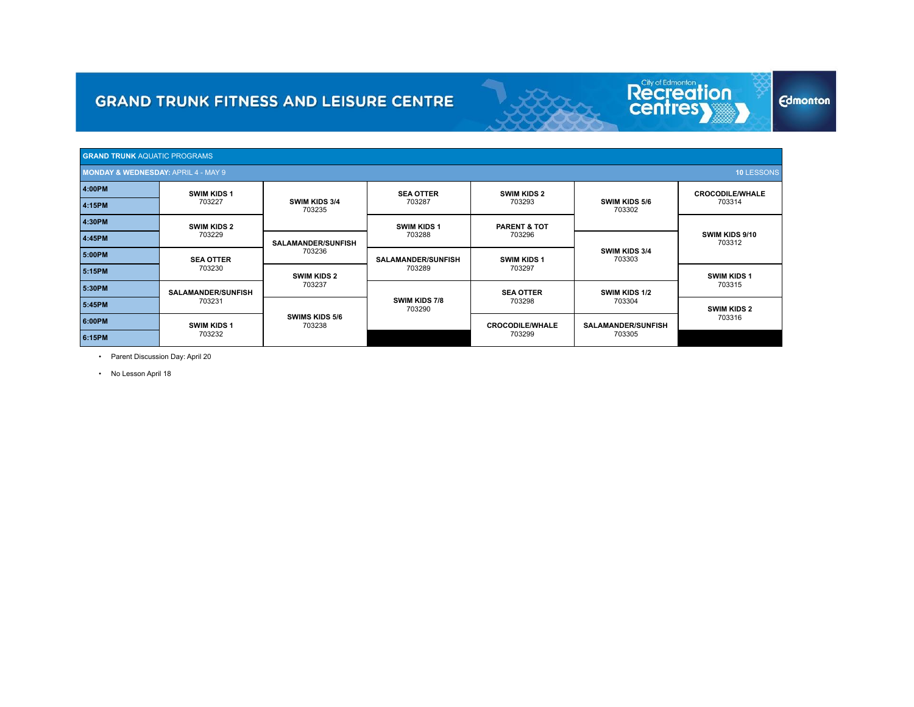# GRAND TRUNK FITNESS AND LEISURE CENTRE

**GRAND TRUNK** AQUATIC PROGRAMS

**MONDAY & WEDNESDAY:** APRIL 4 - MAY 9 — **10** LESSONS

| Time | | | | | | |
|---|---|---|---|---|---|---|
| **4:00PM** | **SWIM KIDS 1** 703227 | **SWIM KIDS 3/4** 703235 | **SEA OTTER** 703287 | **SWIM KIDS 2** 703293 | **SWIM KIDS 5/6** 703302 | **CROCODILE/WHALE** 703314 |
| **4:15PM** | | | | | | |
| **4:30PM** | **SWIM KIDS 2** 703229 | | **SWIM KIDS 1** 703288 | **PARENT & TOT** 703296 | | **SWIM KIDS 9/10** 703312 |
| **4:45PM** | | **SALAMANDER/SUNFISH** 703236 | | | **SWIM KIDS 3/4** 703303 | |
| **5:00PM** | **SEA OTTER** 703230 | | **SALAMANDER/SUNFISH** 703289 | **SWIM KIDS 1** 703297 | | |
| **5:15PM** | | **SWIM KIDS 2** 703237 | | | | **SWIM KIDS 1** 703315 |
| **5:30PM** | **SALAMANDER/SUNFISH** 703231 | | **SWIM KIDS 7/8** 703290 | **SEA OTTER** 703298 | **SWIM KIDS 1/2** 703304 | |
| **5:45PM** | | **SWIMS KIDS 5/6** 703238 | | | | **SWIM KIDS 2** 703316 |
| **6:00PM** | **SWIM KIDS 1** 703232 | | | **CROCODILE/WHALE** 703299 | **SALAMANDER/SUNFISH** 703305 | |
| **6:15PM** | | | | | | |

- Parent Discussion Day: April 20
- No Lesson April 18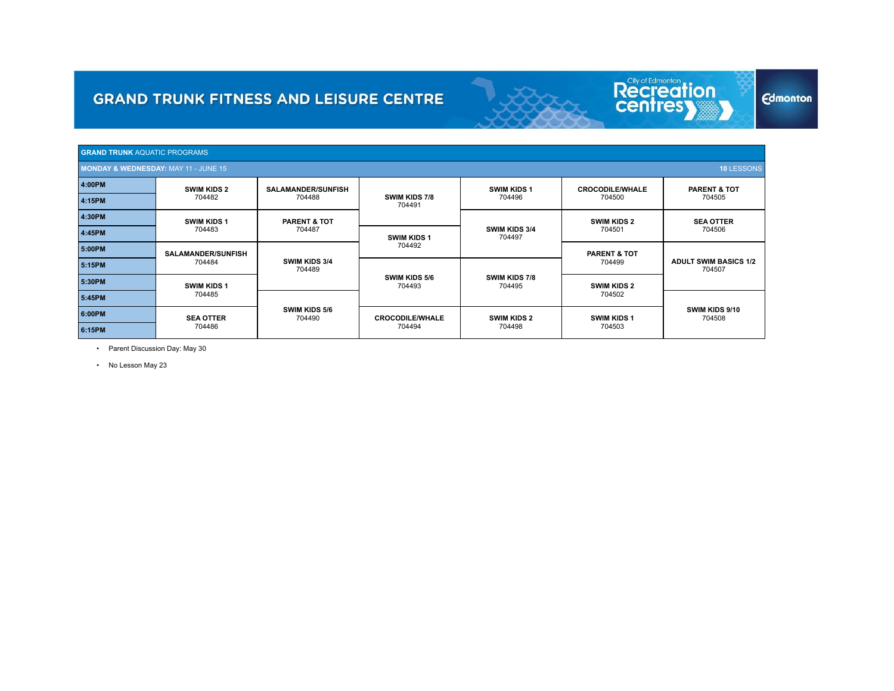# GRAND TRUNK FITNESS AND LEISURE CENTRE

## GRAND TRUNK AQUATIC PROGRAMS

**MONDAY & WEDNESDAY:** MAY 11 - JUNE 15 — **10** LESSONS

| Time | | | | | | |
|---|---|---|---|---|---|---|
| 4:00PM | **SWIM KIDS 2** 704482 | **SALAMANDER/SUNFISH** 704488 | **SWIM KIDS 7/8** 704491 | **SWIM KIDS 1** 704496 | **CROCODILE/WHALE** 704500 | **PARENT & TOT** 704505 |
| 4:15PM | | | | | | |
| 4:30PM | **SWIM KIDS 1** 704483 | **PARENT & TOT** 704487 | | **SWIM KIDS 3/4** 704497 | **SWIM KIDS 2** 704501 | **SEA OTTER** 704506 |
| 4:45PM | | | **SWIM KIDS 1** 704492 | | | |
| 5:00PM | **SALAMANDER/SUNFISH** 704484 | **SWIM KIDS 3/4** 704489 | | | **PARENT & TOT** 704499 | **ADULT SWIM BASICS 1/2** 704507 |
| 5:15PM | | | **SWIM KIDS 5/6** 704493 | **SWIM KIDS 7/8** 704495 | | |
| 5:30PM | **SWIM KIDS 1** 704485 | | | | **SWIM KIDS 2** 704502 | |
| 5:45PM | | **SWIM KIDS 5/6** 704490 | | | | **SWIM KIDS 9/10** 704508 |
| 6:00PM | **SEA OTTER** 704486 | | **CROCODILE/WHALE** 704494 | **SWIM KIDS 2** 704498 | **SWIM KIDS 1** 704503 | |
| 6:15PM | | | | | | |

- Parent Discussion Day: May 30
- No Lesson May 23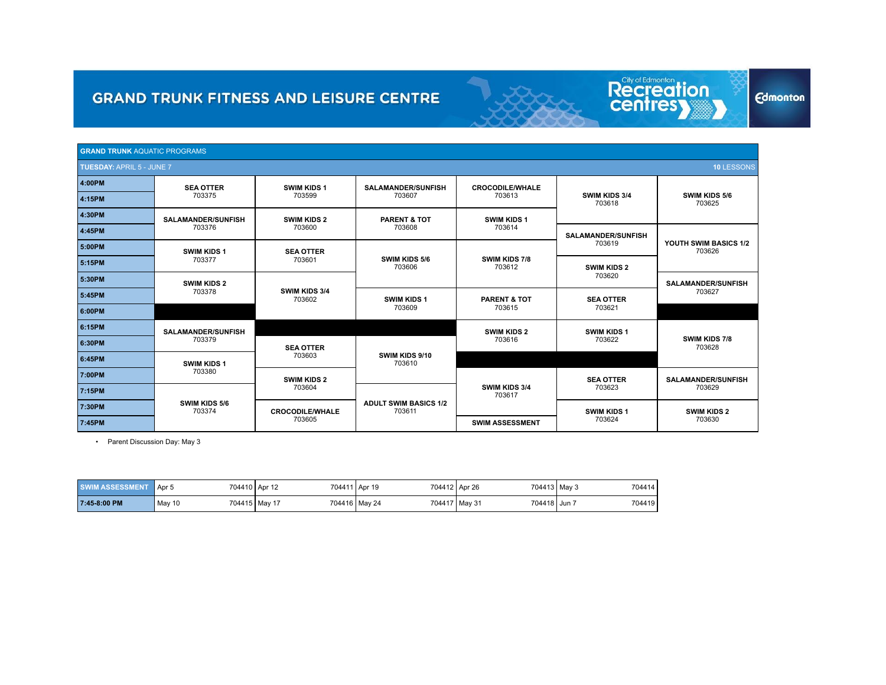# GRAND TRUNK FITNESS AND LEISURE CENTRE

## GRAND TRUNK AQUATIC PROGRAMS

**TUESDAY:** APRIL 5 - JUNE 7 — **10** LESSONS

| Time | | | | | | |
|---|---|---|---|---|---|---|
| 4:00PM | SEA OTTER 703375 | SWIM KIDS 1 703599 | SALAMANDER/SUNFISH 703607 | CROCODILE/WHALE 703613 | SWIM KIDS 3/4 703618 | SWIM KIDS 5/6 703625 |
| 4:15PM | | | | | | |
| 4:30PM | SALAMANDER/SUNFISH 703376 | SWIM KIDS 2 703600 | PARENT & TOT 703608 | SWIM KIDS 1 703614 | | |
| 4:45PM | | | | | SALAMANDER/SUNFISH 703619 | YOUTH SWIM BASICS 1/2 703626 |
| 5:00PM | SWIM KIDS 1 703377 | SEA OTTER 703601 | SWIM KIDS 5/6 703606 | SWIM KIDS 7/8 703612 | | |
| 5:15PM | | | | | SWIM KIDS 2 703620 | |
| 5:30PM | SWIM KIDS 2 703378 | SWIM KIDS 3/4 703602 | | | | SALAMANDER/SUNFISH 703627 |
| 5:45PM | | | SWIM KIDS 1 703609 | PARENT & TOT 703615 | SEA OTTER 703621 | |
| 6:00PM | | | | | | |
| 6:15PM | SALAMANDER/SUNFISH 703379 | | | SWIM KIDS 2 703616 | SWIM KIDS 1 703622 | SWIM KIDS 7/8 703628 |
| 6:30PM | | SEA OTTER 703603 | SWIM KIDS 9/10 703610 | | | |
| 6:45PM | SWIM KIDS 1 703380 | | | | | |
| 7:00PM | | SWIM KIDS 2 703604 | | SWIM KIDS 3/4 703617 | SEA OTTER 703623 | SALAMANDER/SUNFISH 703629 |
| 7:15PM | SWIM KIDS 5/6 703374 | | ADULT SWIM BASICS 1/2 703611 | | | |
| 7:30PM | | CROCODILE/WHALE 703605 | | | SWIM KIDS 1 703624 | SWIM KIDS 2 703630 |
| 7:45PM | | | | SWIM ASSESSMENT | | |

- Parent Discussion Day: May 3

| SWIM ASSESSMENT | | | | | | | | | | |
|---|---|---|---|---|---|---|---|---|---|---|
| 7:45-8:00 PM | Apr 5 | 704410 | Apr 12 | 704411 | Apr 19 | 704412 | Apr 26 | 704413 | May 3 | 704414 |
| | May 10 | 704415 | May 17 | 704416 | May 24 | 704417 | May 31 | 704418 | Jun 7 | 704419 |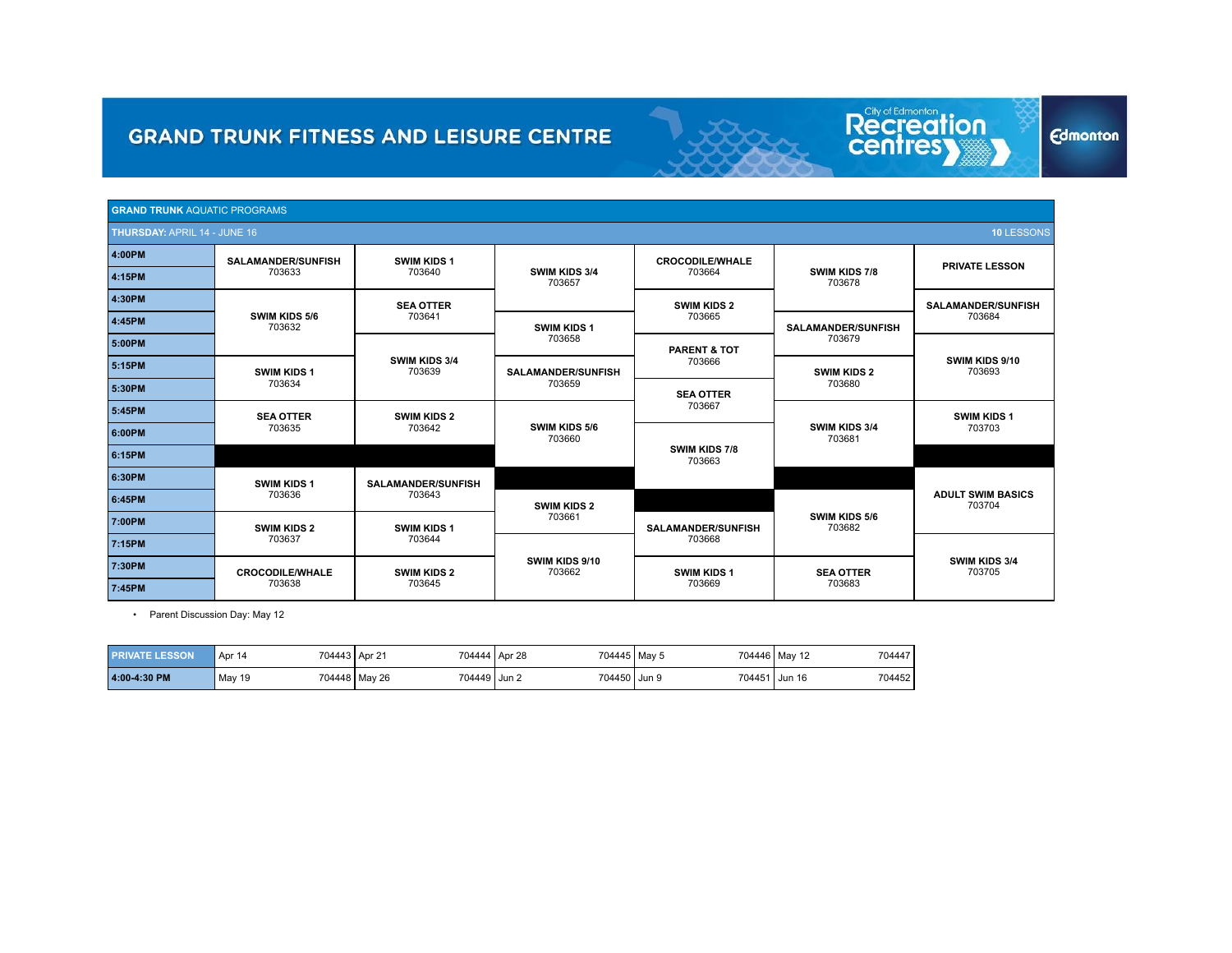# GRAND TRUNK FITNESS AND LEISURE CENTRE

## GRAND TRUNK AQUATIC PROGRAMS

**THURSDAY:** APRIL 14 - JUNE 16 — **10** LESSONS

| Time | | | | | | |
|---|---|---|---|---|---|---|
| 4:00PM | SALAMANDER/SUNFISH 703633 | SWIM KIDS 1 703640 | SWIM KIDS 3/4 703657 | CROCODILE/WHALE 703664 | SWIM KIDS 7/8 703678 | PRIVATE LESSON |
| 4:15PM | | | | | | |
| 4:30PM | SWIM KIDS 5/6 703632 | SEA OTTER 703641 | | SWIM KIDS 2 703665 | | SALAMANDER/SUNFISH 703684 |
| 4:45PM | | | SWIM KIDS 1 703658 | | SALAMANDER/SUNFISH 703679 | |
| 5:00PM | | SWIM KIDS 3/4 703639 | | PARENT & TOT 703666 | | SWIM KIDS 9/10 703693 |
| 5:15PM | SWIM KIDS 1 703634 | | SALAMANDER/SUNFISH 703659 | | SWIM KIDS 2 703680 | |
| 5:30PM | | | | SEA OTTER 703667 | | |
| 5:45PM | SEA OTTER 703635 | SWIM KIDS 2 703642 | SWIM KIDS 5/6 703660 | | SWIM KIDS 3/4 703681 | SWIM KIDS 1 703703 |
| 6:00PM | | | | SWIM KIDS 7/8 703663 | | |
| 6:15PM | | | | | | |
| 6:30PM | SWIM KIDS 1 703636 | SALAMANDER/SUNFISH 703643 | | | | ADULT SWIM BASICS 703704 |
| 6:45PM | | | SWIM KIDS 2 703661 | | SWIM KIDS 5/6 703682 | |
| 7:00PM | SWIM KIDS 2 703637 | SWIM KIDS 1 703644 | | SALAMANDER/SUNFISH 703668 | | |
| 7:15PM | | | SWIM KIDS 9/10 703662 | | | SWIM KIDS 3/4 703705 |
| 7:30PM | CROCODILE/WHALE 703638 | SWIM KIDS 2 703645 | | SWIM KIDS 1 703669 | SEA OTTER 703683 | |
| 7:45PM | | | | | | |

- Parent Discussion Day: May 12

| PRIVATE LESSON | | | | | |
|---|---|---|---|---|---|
| 4:00-4:30 PM | Apr 14 704443 | Apr 21 704444 | Apr 28 704445 | May 5 704446 | May 12 704447 |
| | May 19 704448 | May 26 704449 | Jun 2 704450 | Jun 9 704451 | Jun 16 704452 |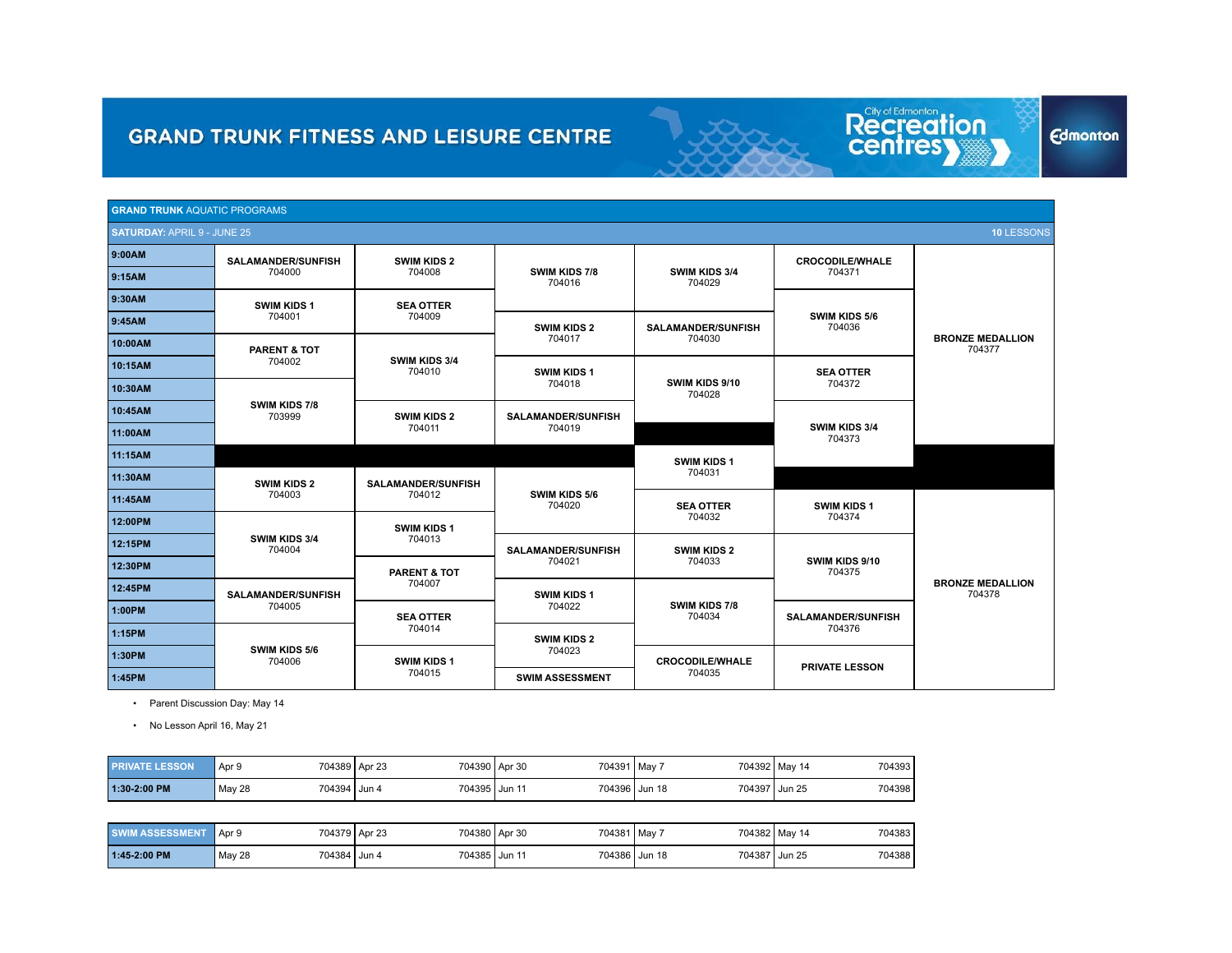# GRAND TRUNK FITNESS AND LEISURE CENTRE

City of Edmonton Recreation centres

**GRAND TRUNK** AQUATIC PROGRAMS

**SATURDAY:** APRIL 9 - JUNE 25 — **10** LESSONS

| Time | | | | | | |
|---|---|---|---|---|---|---|
| 9:00AM | **SALAMANDER/SUNFISH** 704000 | **SWIM KIDS 2** 704008 | **SWIM KIDS 7/8** 704016 | **SWIM KIDS 3/4** 704029 | **CROCODILE/WHALE** 704371 | **BRONZE MEDALLION** 704377 |
| 9:15AM | | | | | | |
| 9:30AM | **SWIM KIDS 1** 704001 | **SEA OTTER** 704009 | | | **SWIM KIDS 5/6** 704036 | |
| 9:45AM | | | **SWIM KIDS 2** 704017 | **SALAMANDER/SUNFISH** 704030 | | |
| 10:00AM | **PARENT & TOT** 704002 | **SWIM KIDS 3/4** 704010 | | | | |
| 10:15AM | | | **SWIM KIDS 1** 704018 | **SWIM KIDS 9/10** 704028 | **SEA OTTER** 704372 | |
| 10:30AM | **SWIM KIDS 7/8** 703999 | | | | | |
| 10:45AM | | **SWIM KIDS 2** 704011 | **SALAMANDER/SUNFISH** 704019 | | **SWIM KIDS 3/4** 704373 | |
| 11:00AM | | | | | | |
| 11:15AM | | | | **SWIM KIDS 1** 704031 | | |
| 11:30AM | **SWIM KIDS 2** 704003 | **SALAMANDER/SUNFISH** 704012 | **SWIM KIDS 5/6** 704020 | | | **BRONZE MEDALLION** 704378 |
| 11:45AM | | | | **SEA OTTER** 704032 | **SWIM KIDS 1** 704374 | |
| 12:00PM | **SWIM KIDS 3/4** 704004 | **SWIM KIDS 1** 704013 | | | | |
| 12:15PM | | | **SALAMANDER/SUNFISH** 704021 | **SWIM KIDS 2** 704033 | **SWIM KIDS 9/10** 704375 | |
| 12:30PM | | **PARENT & TOT** 704007 | | | | |
| 12:45PM | **SALAMANDER/SUNFISH** 704005 | | **SWIM KIDS 1** 704022 | **SWIM KIDS 7/8** 704034 | | |
| 1:00PM | | **SEA OTTER** 704014 | | | **SALAMANDER/SUNFISH** 704376 | |
| 1:15PM | **SWIM KIDS 5/6** 704006 | | **SWIM KIDS 2** 704023 | | | |
| 1:30PM | | **SWIM KIDS 1** 704015 | | **CROCODILE/WHALE** 704035 | **PRIVATE LESSON** | |
| 1:45PM | | | **SWIM ASSESSMENT** | | | |

- Parent Discussion Day: May 14
- No Lesson April 16, May 21

| **PRIVATE LESSON** | Apr 9 | 704389 | Apr 23 | 704390 | Apr 30 | 704391 | May 7 | 704392 | May 14 | 704393 |
|---|---|---|---|---|---|---|---|---|---|---|
| **1:30-2:00 PM** | May 28 | 704394 | Jun 4 | 704395 | Jun 11 | 704396 | Jun 18 | 704397 | Jun 25 | 704398 |

| **SWIM ASSESSMENT** | Apr 9 | 704379 | Apr 23 | 704380 | Apr 30 | 704381 | May 7 | 704382 | May 14 | 704383 |
|---|---|---|---|---|---|---|---|---|---|---|
| **1:45-2:00 PM** | May 28 | 704384 | Jun 4 | 704385 | Jun 11 | 704386 | Jun 18 | 704387 | Jun 25 | 704388 |